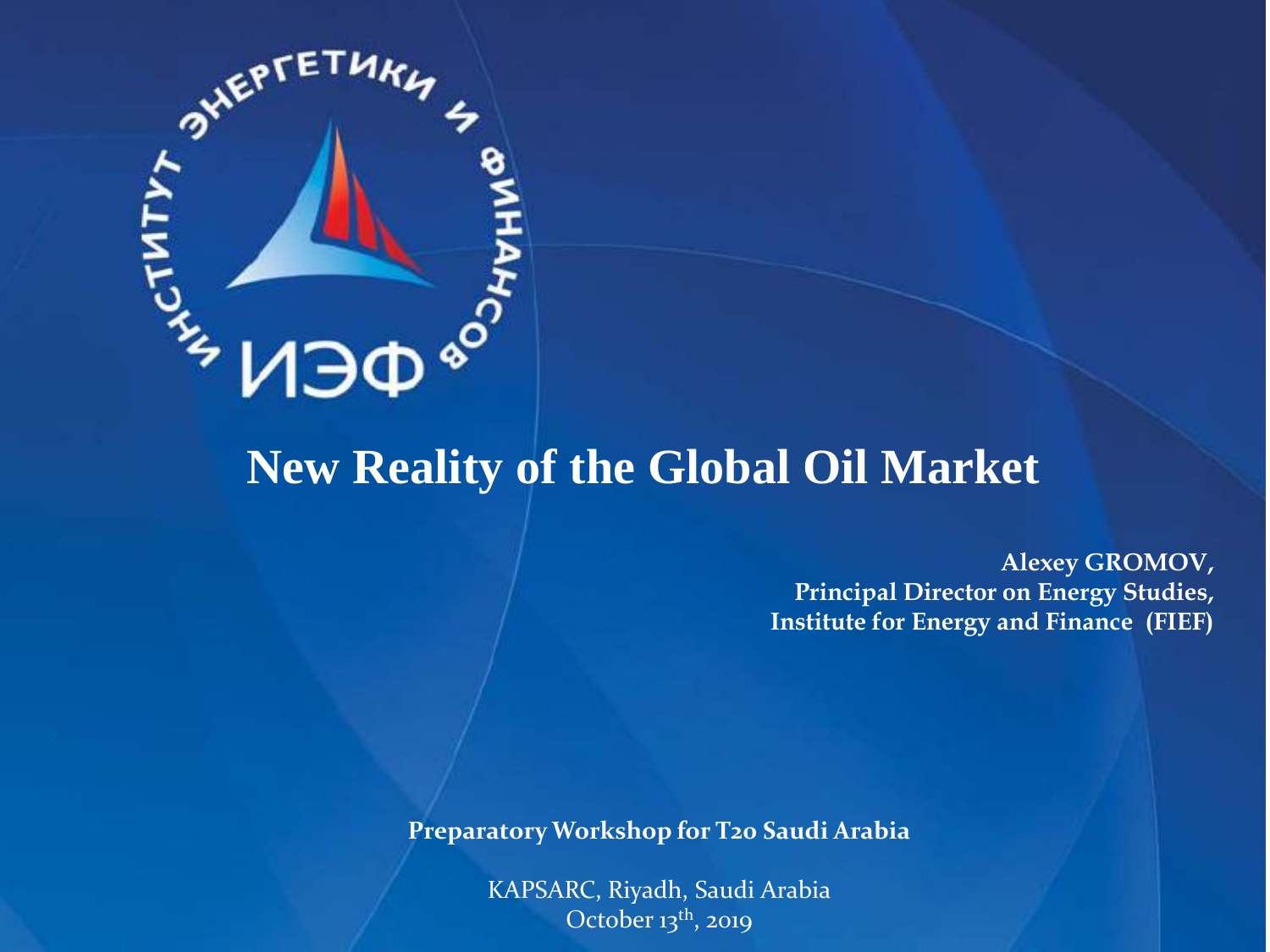# New Reality of the Global Oil Market

**Alexey GROMOV,**
**Principal Director on Energy Studies,**
**Institute for Energy and Finance (FIEF)**

**Preparatory Workshop for T20 Saudi Arabia**

KAPSARC, Riyadh, Saudi Arabia
October 13th, 2019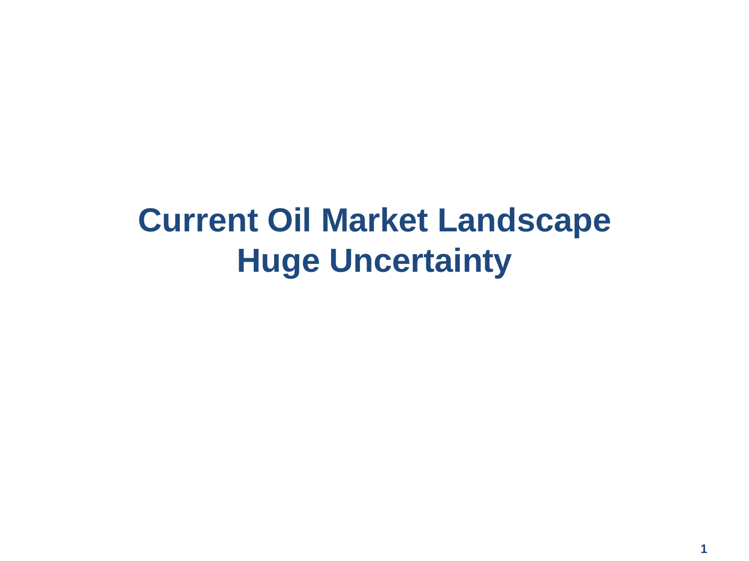# Current Oil Market Landscape
# Huge Uncertainty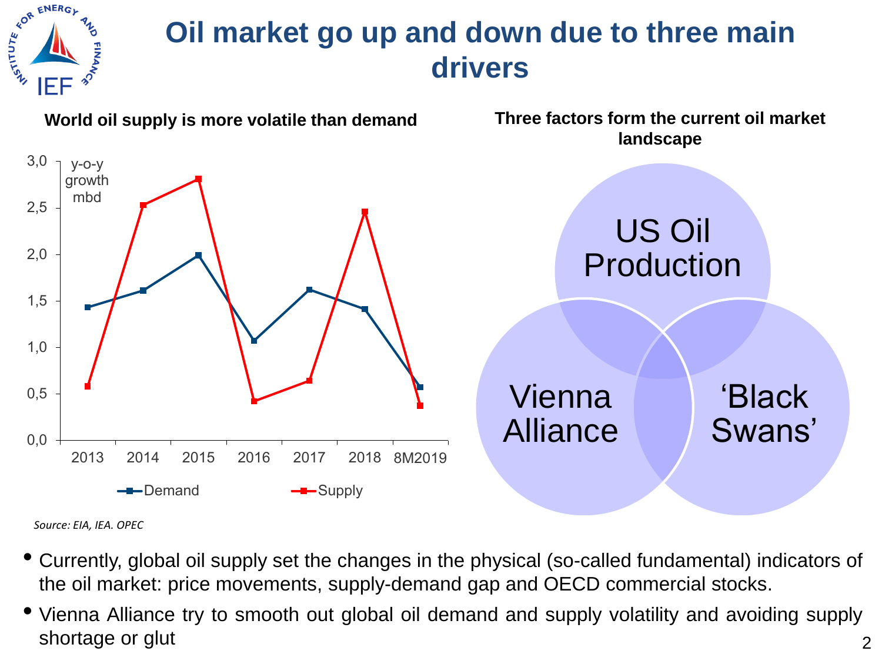# Oil market go up and down due to three main drivers

**World oil supply is more volatile than demand**

y-o-y growth mbd

| | 2013 | 2014 | 2015 | 2016 | 2017 | 2018 | 8M2019 |
|---|---|---|---|---|---|---|---|
| Demand | 1.43 | 1.61 | 1.99 | 1.07 | 1.62 | 1.41 | 0.57 |
| Supply | 0.58 | 2.53 | 2.81 | 0.42 | 0.64 | 2.46 | 0.37 |

*Source: EIA, IEA. OPEC*

**Three factors form the current oil market landscape**

- US Oil Production
- Vienna Alliance
- 'Black Swans'

- Currently, global oil supply set the changes in the physical (so-called fundamental) indicators of the oil market: price movements, supply-demand gap and OECD commercial stocks.
- Vienna Alliance try to smooth out global oil demand and supply volatility and avoiding supply shortage or glut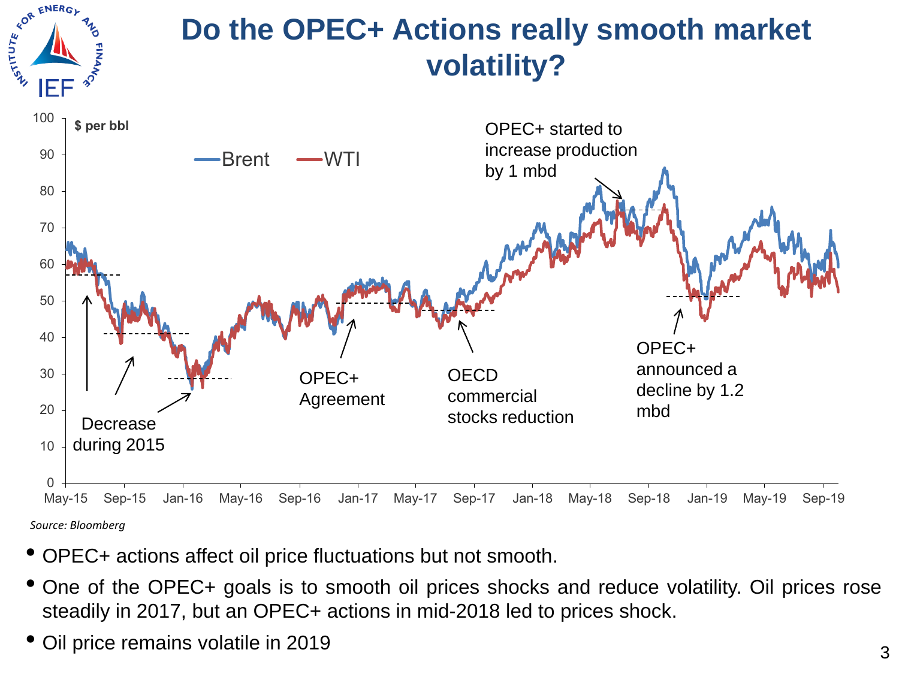# Do the OPEC+ Actions really smooth market volatility?

Source: Bloomberg

- OPEC+ actions affect oil price fluctuations but not smooth.
- One of the OPEC+ goals is to smooth oil prices shocks and reduce volatility. Oil prices rose steadily in 2017, but an OPEC+ actions in mid-2018 led to prices shock.
- Oil price remains volatile in 2019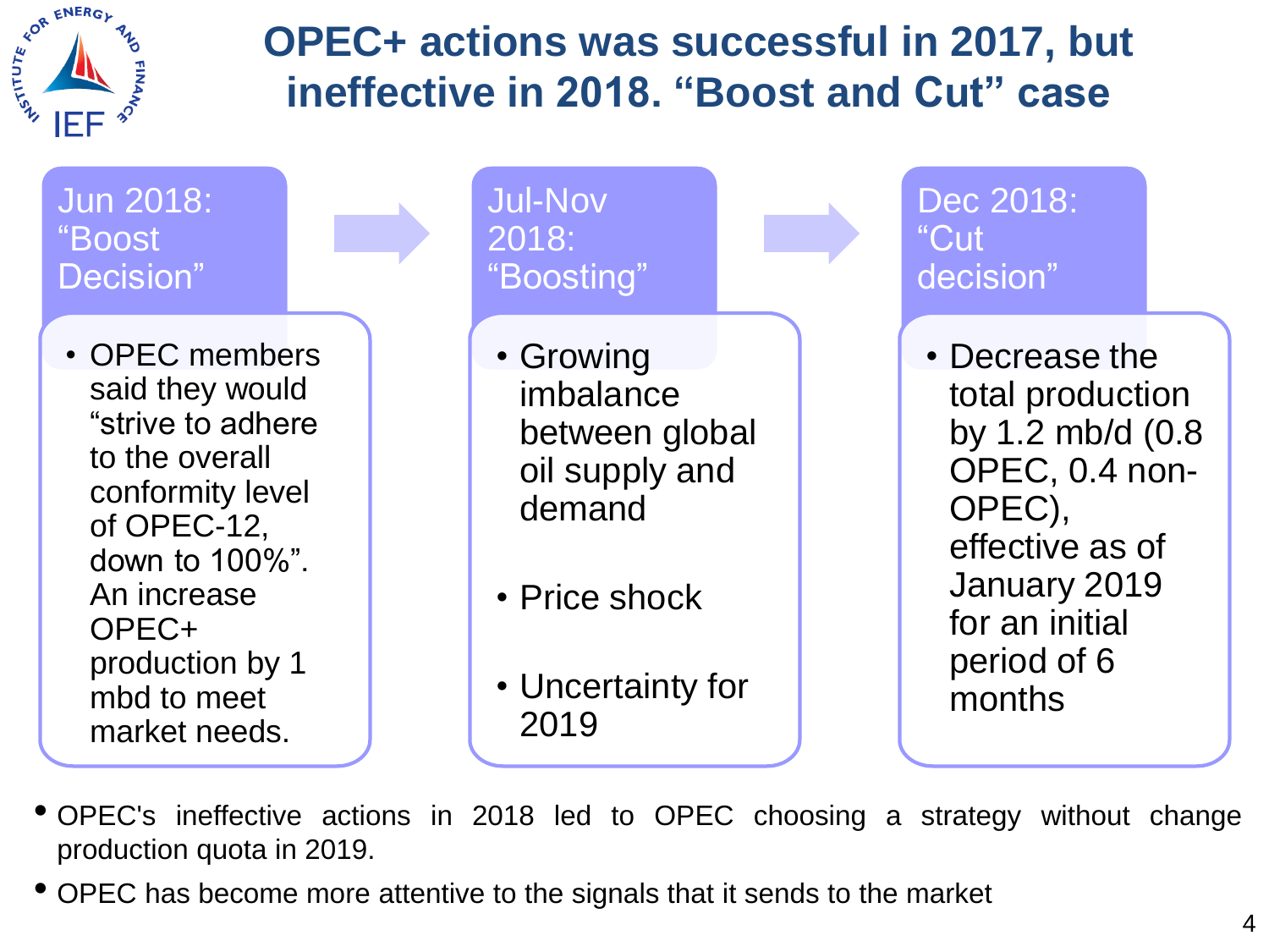# OPEC+ actions was successful in 2017, but ineffective in 2018. "Boost and Cut" case

### Jun 2018: "Boost Decision"

- OPEC members said they would "strive to adhere to the overall conformity level of OPEC-12, down to 100%". An increase OPEC+ production by 1 mbd to meet market needs.

### Jul-Nov 2018: "Boosting"

- Growing imbalance between global oil supply and demand
- Price shock
- Uncertainty for 2019

### Dec 2018: "Cut decision"

- Decrease the total production by 1.2 mb/d (0.8 OPEC, 0.4 non-OPEC), effective as of January 2019 for an initial period of 6 months

- OPEC's ineffective actions in 2018 led to OPEC choosing a strategy without change production quota in 2019.
- OPEC has become more attentive to the signals that it sends to the market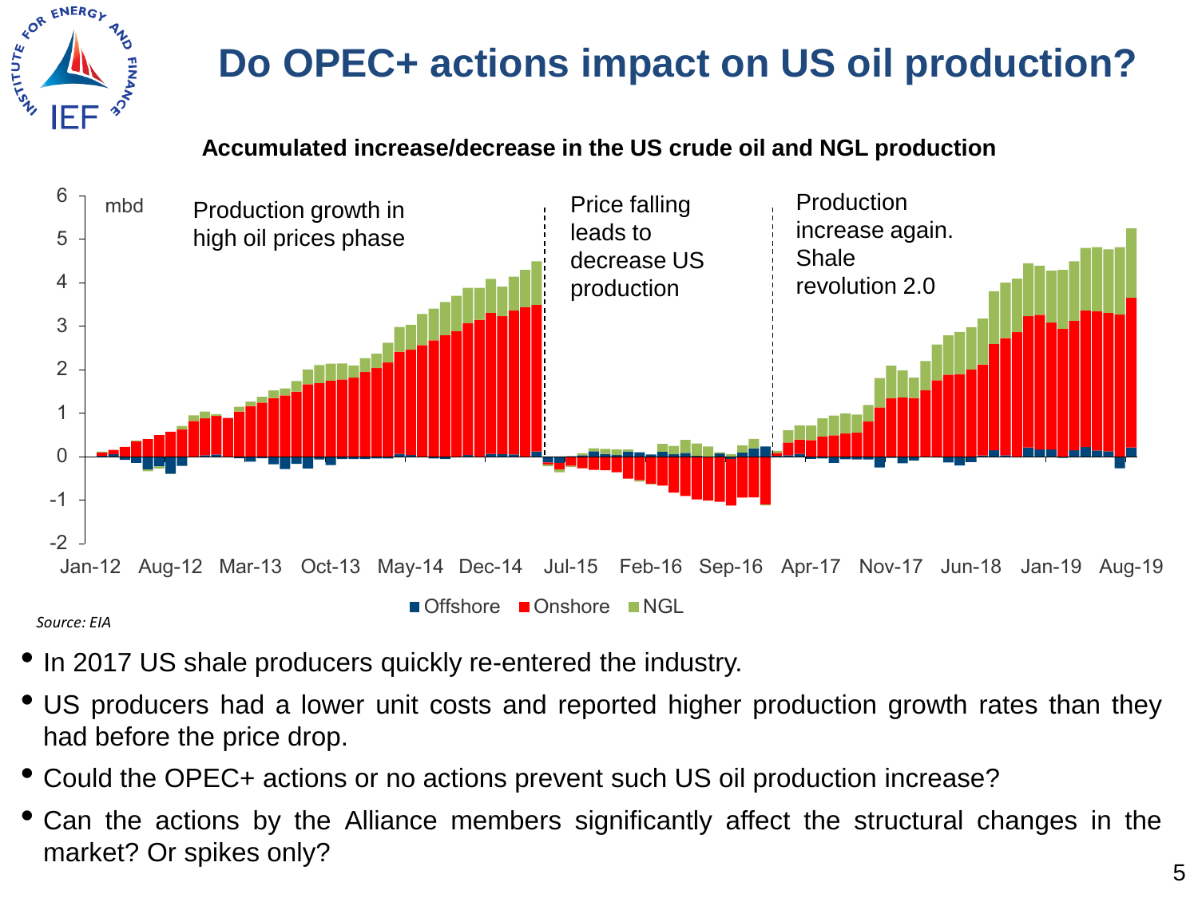# Do OPEC+ actions impact on US oil production?

**Accumulated increase/decrease in the US crude oil and NGL production**

*Source: EIA*

- In 2017 US shale producers quickly re-entered the industry.
- US producers had a lower unit costs and reported higher production growth rates than they had before the price drop.
- Could the OPEC+ actions or no actions prevent such US oil production increase?
- Can the actions by the Alliance members significantly affect the structural changes in the market? Or spikes only?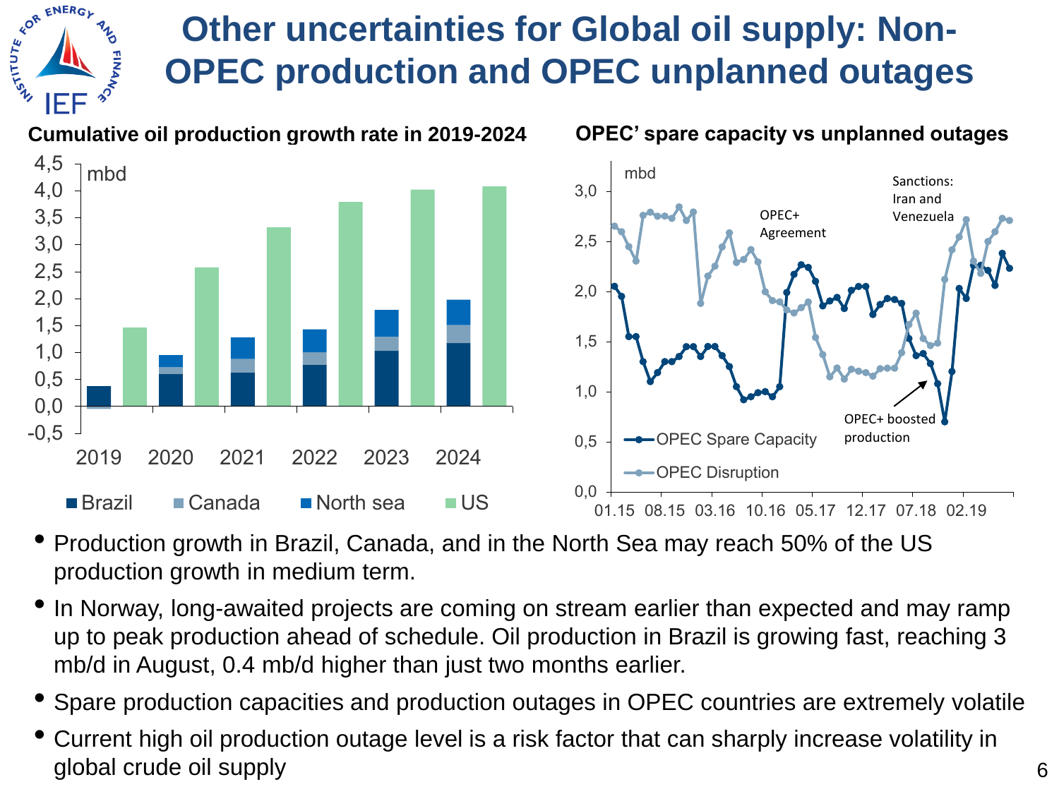# Other uncertainties for Global oil supply: Non-OPEC production and OPEC unplanned outages

**Cumulative oil production growth rate in 2019-2024**

**OPEC' spare capacity vs unplanned outages**

- Production growth in Brazil, Canada, and in the North Sea may reach 50% of the US production growth in medium term.
- In Norway, long-awaited projects are coming on stream earlier than expected and may ramp up to peak production ahead of schedule. Oil production in Brazil is growing fast, reaching 3 mb/d in August, 0.4 mb/d higher than just two months earlier.
- Spare production capacities and production outages in OPEC countries are extremely volatile
- Current high oil production outage level is a risk factor that can sharply increase volatility in global crude oil supply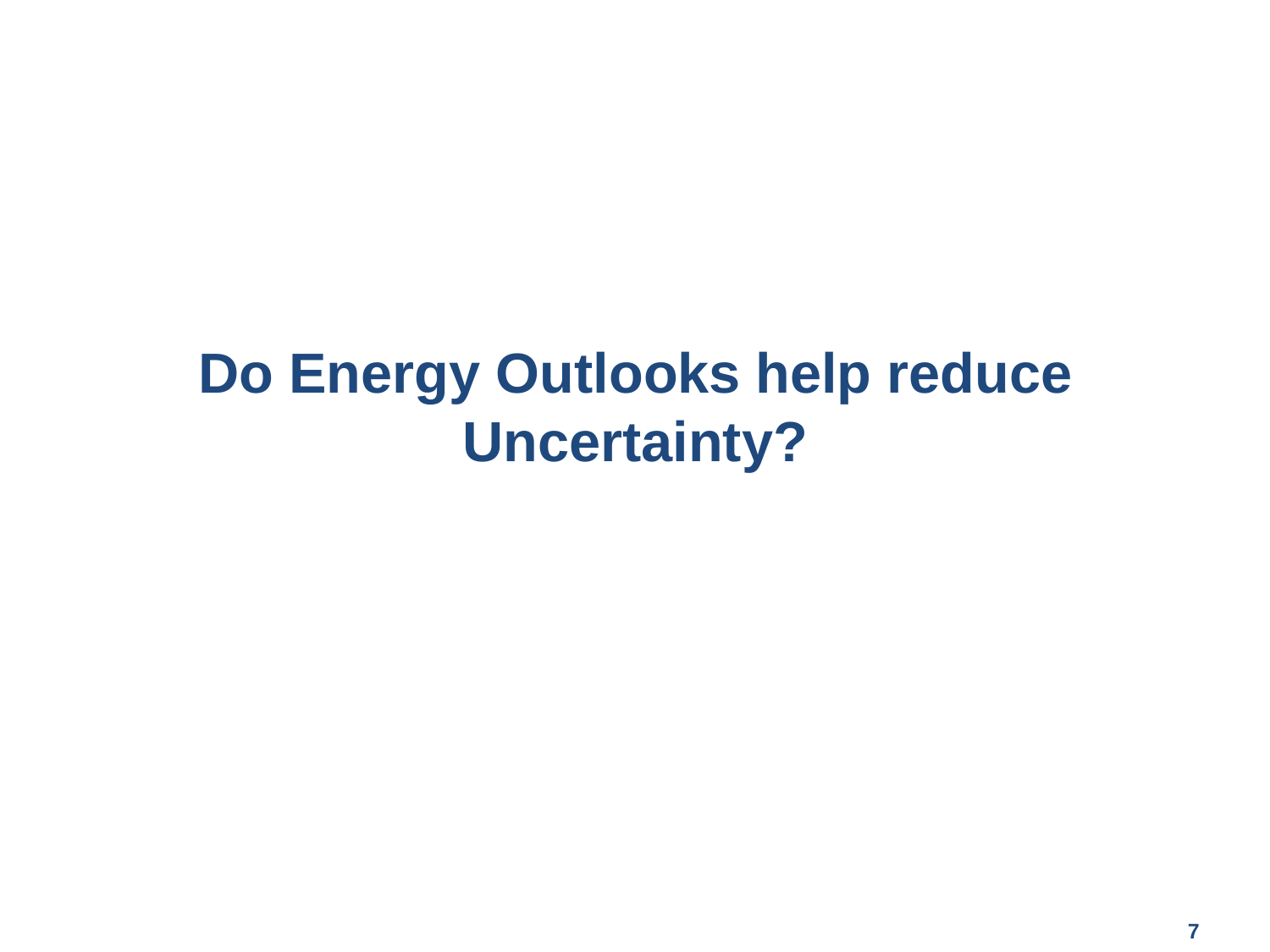# Do Energy Outlooks help reduce Uncertainty?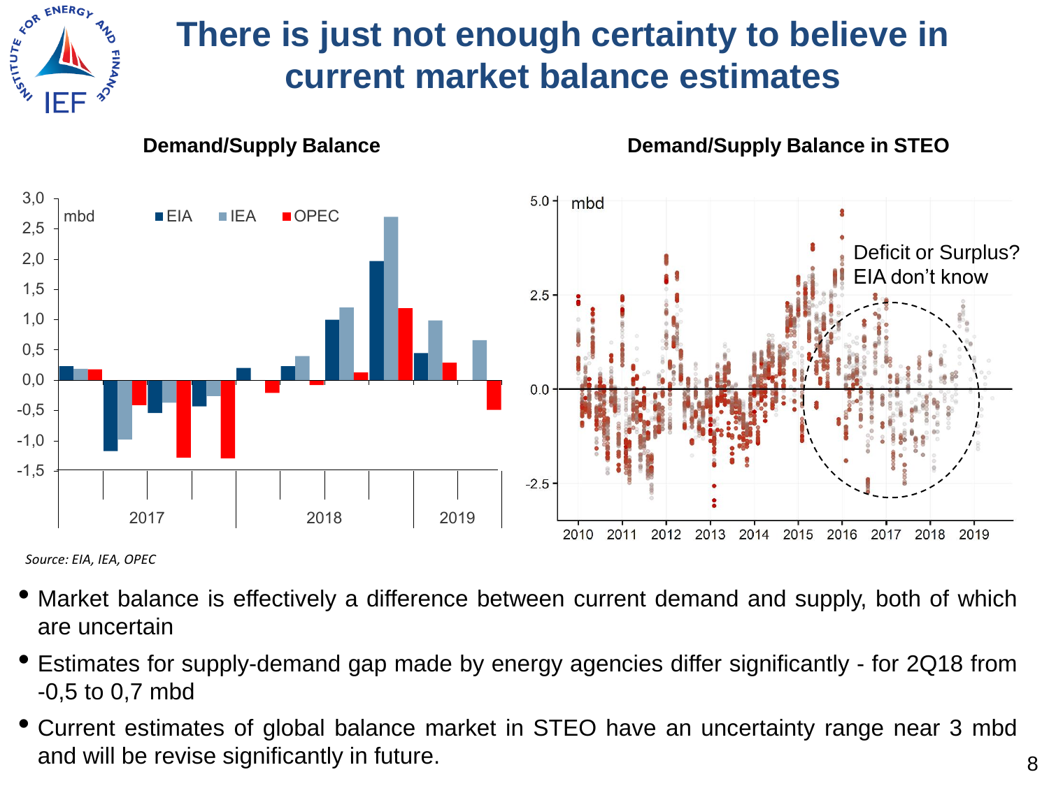# There is just not enough certainty to believe in current market balance estimates

**Demand/Supply Balance**

**Demand/Supply Balance in STEO**

Deficit or Surplus? EIA don't know

*Source: EIA, IEA, OPEC*

- Market balance is effectively a difference between current demand and supply, both of which are uncertain
- Estimates for supply-demand gap made by energy agencies differ significantly - for 2Q18 from -0,5 to 0,7 mbd
- Current estimates of global balance market in STEO have an uncertainty range near 3 mbd and will be revise significantly in future.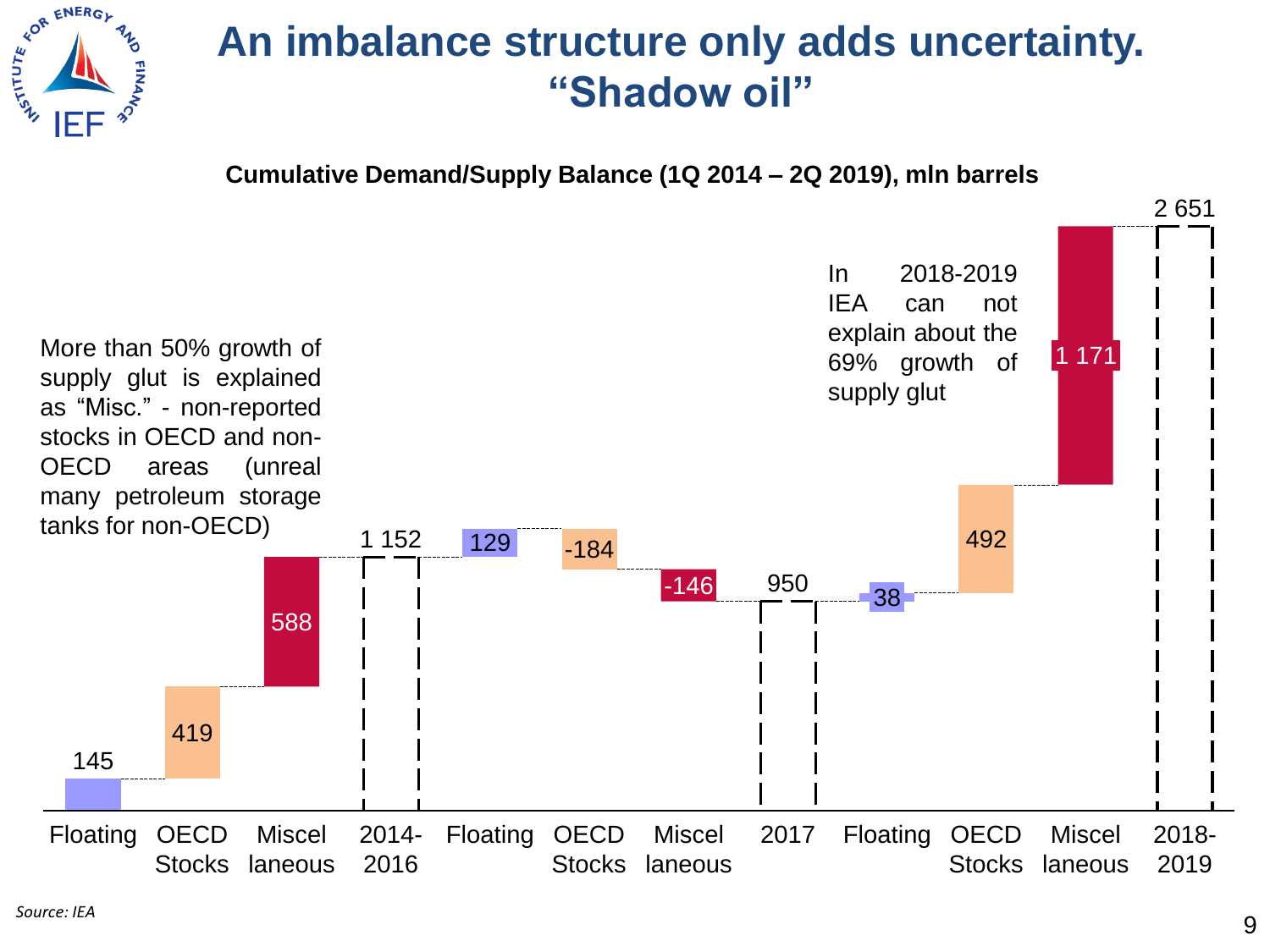# An imbalance structure only adds uncertainty. "Shadow oil"

**Cumulative Demand/Supply Balance (1Q 2014 – 2Q 2019), mln barrels**

More than 50% growth of supply glut is explained as "Misc." - non-reported stocks in OECD and non-OECD areas (unreal many petroleum storage tanks for non-OECD)

In 2018-2019 IEA can not explain about the 69% growth of supply glut

| Category | Value |
|---|---|
| Floating | 145 |
| OECD Stocks | 419 |
| Miscellaneous | 588 |
| 2014-2016 | 1 152 |
| Floating | 129 |
| OECD Stocks | -184 |
| Miscellaneous | -146 |
| 2017 | 950 |
| Floating | 38 |
| OECD Stocks | 492 |
| Miscellaneous | 1 171 |
| 2018-2019 | 2 651 |

*Source: IEA*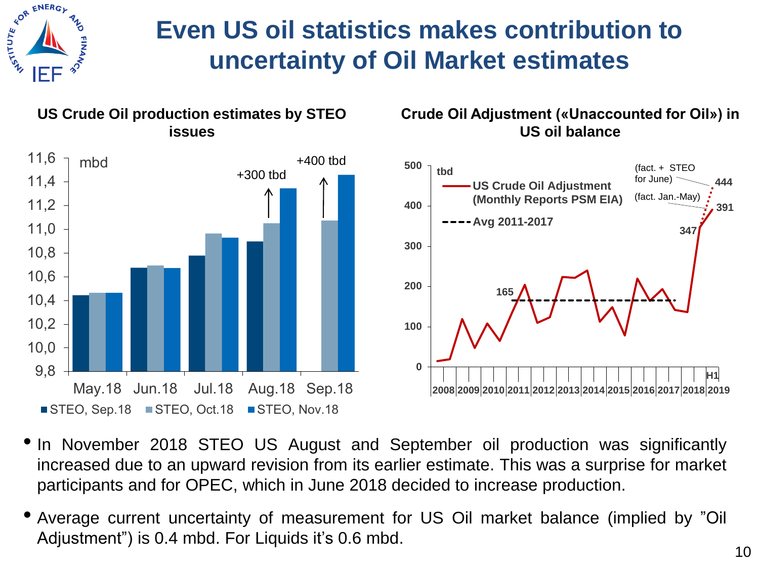# Even US oil statistics makes contribution to uncertainty of Oil Market estimates

**US Crude Oil production estimates by STEO issues**

mbd

| | STEO, Sep.18 | STEO, Oct.18 | STEO, Nov.18 |
|---|---|---|---|
| May.18 | 10,44 | 10,46 | 10,46 |
| Jun.18 | 10,67 | 10,69 | 10,67 |
| Jul.18 | 10,77 | 10,96 | 10,92 |
| Aug.18 | 10,89 | 11,05 | 11,34 |
| Sep.18 | | 11,07 | 11,46 |

+300 tbd (Aug.18), +400 tbd (Sep.18)

**Crude Oil Adjustment («Unaccounted for Oil») in US oil balance**

tbd

- US Crude Oil Adjustment (Monthly Reports PSM EIA)
- Avg 2011-2017: 165
- 2018: 347
- H1 2019: 391 (fact. Jan.-May); 444 (fact. + STEO for June)

- In November 2018 STEO US August and September oil production was significantly increased due to an upward revision from its earlier estimate. This was a surprise for market participants and for OPEC, which in June 2018 decided to increase production.
- Average current uncertainty of measurement for US Oil market balance (implied by "Oil Adjustment") is 0.4 mbd. For Liquids it's 0.6 mbd.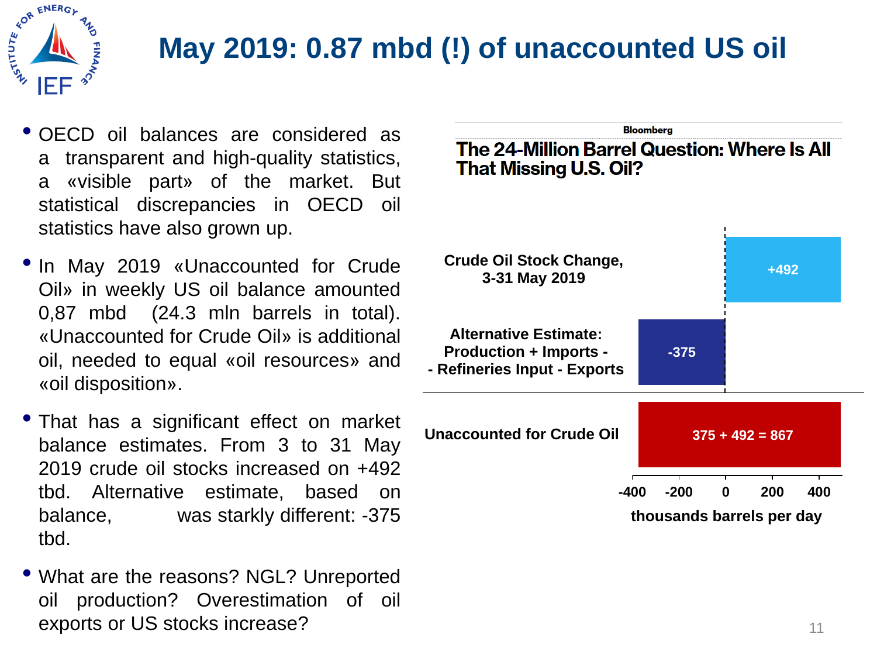# May 2019: 0.87 mbd (!) of unaccounted US oil

- OECD oil balances are considered as a transparent and high-quality statistics, a «visible part» of the market. But statistical discrepancies in OECD oil statistics have also grown up.
- In May 2019 «Unaccounted for Crude Oil» in weekly US oil balance amounted 0,87 mbd (24.3 mln barrels in total). «Unaccounted for Crude Oil» is additional oil, needed to equal «oil resources» and «oil disposition».
- That has a significant effect on market balance estimates. From 3 to 31 May 2019 crude oil stocks increased on +492 tbd. Alternative estimate, based on balance, was starkly different: -375 tbd.
- What are the reasons? NGL? Unreported oil production? Overestimation of oil exports or US stocks increase?

Bloomberg

**The 24-Million Barrel Question: Where Is All That Missing U.S. Oil?**

| | thousands barrels per day |
|---|---|
| Crude Oil Stock Change, 3-31 May 2019 | +492 |
| Alternative Estimate: Production + Imports - - Refineries Input - Exports | -375 |
| Unaccounted for Crude Oil | 375 + 492 = 867 |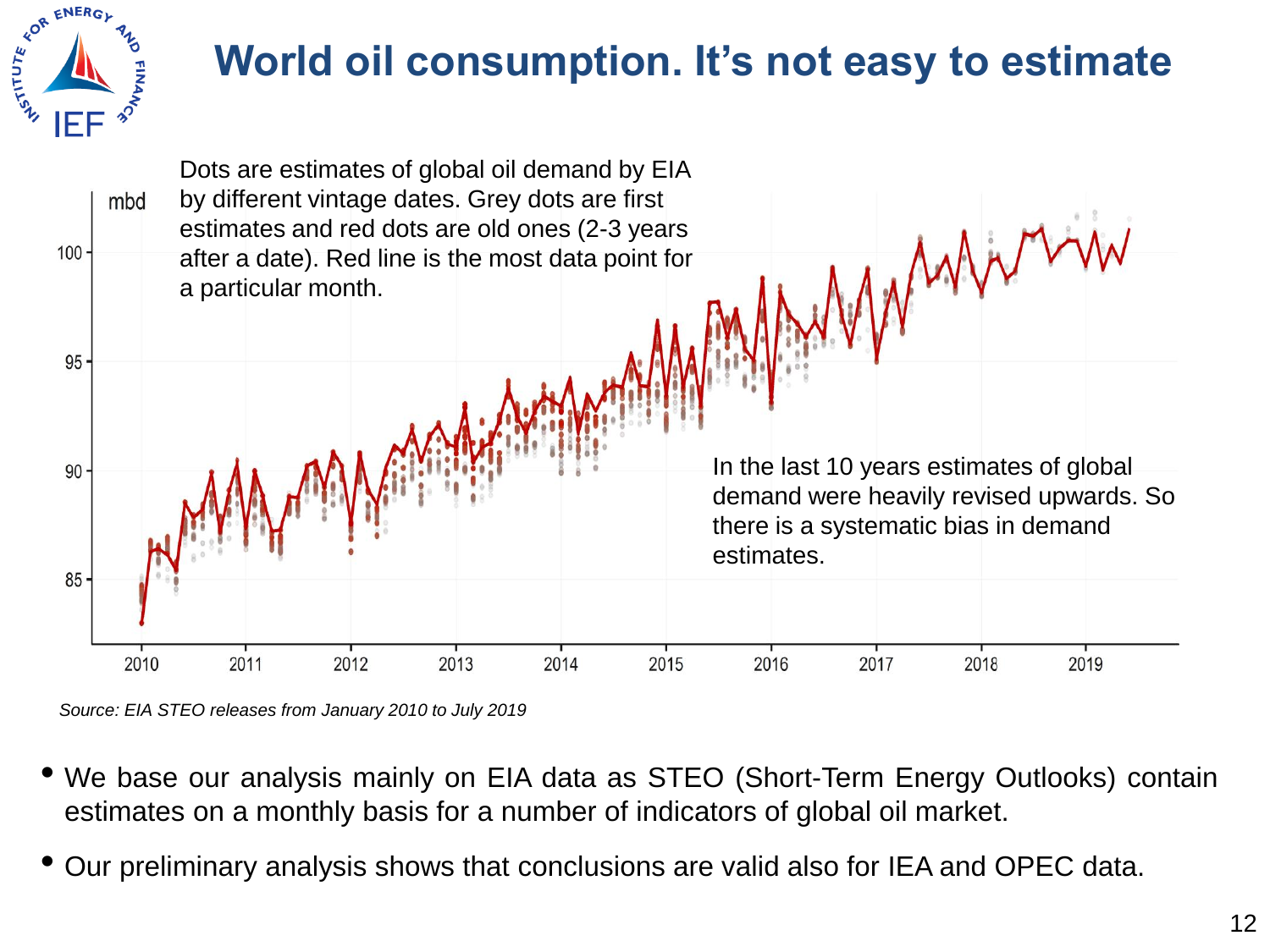# World oil consumption. It's not easy to estimate

Dots are estimates of global oil demand by EIA by different vintage dates. Grey dots are first estimates and red dots are old ones (2-3 years after a date). Red line is the most data point for a particular month.

In the last 10 years estimates of global demand were heavily revised upwards. So there is a systematic bias in demand estimates.

*Source: EIA STEO releases from January 2010 to July 2019*

- We base our analysis mainly on EIA data as STEO (Short-Term Energy Outlooks) contain estimates on a monthly basis for a number of indicators of global oil market.
- Our preliminary analysis shows that conclusions are valid also for IEA and OPEC data.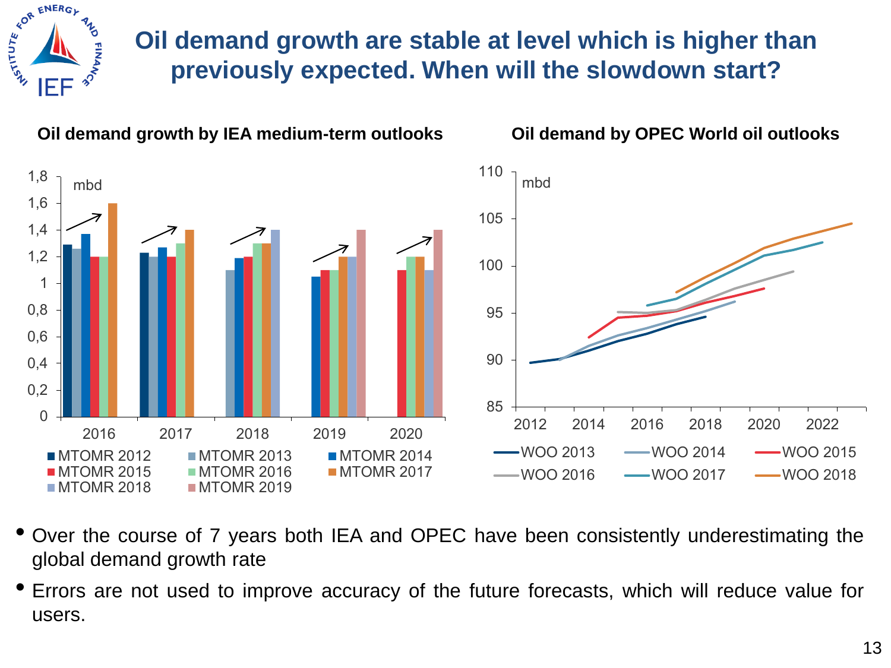# Oil demand growth are stable at level which is higher than previously expected. When will the slowdown start?

**Oil demand growth by IEA medium-term outlooks**

**Oil demand by OPEC World oil outlooks**

- Over the course of 7 years both IEA and OPEC have been consistently underestimating the global demand growth rate
- Errors are not used to improve accuracy of the future forecasts, which will reduce value for users.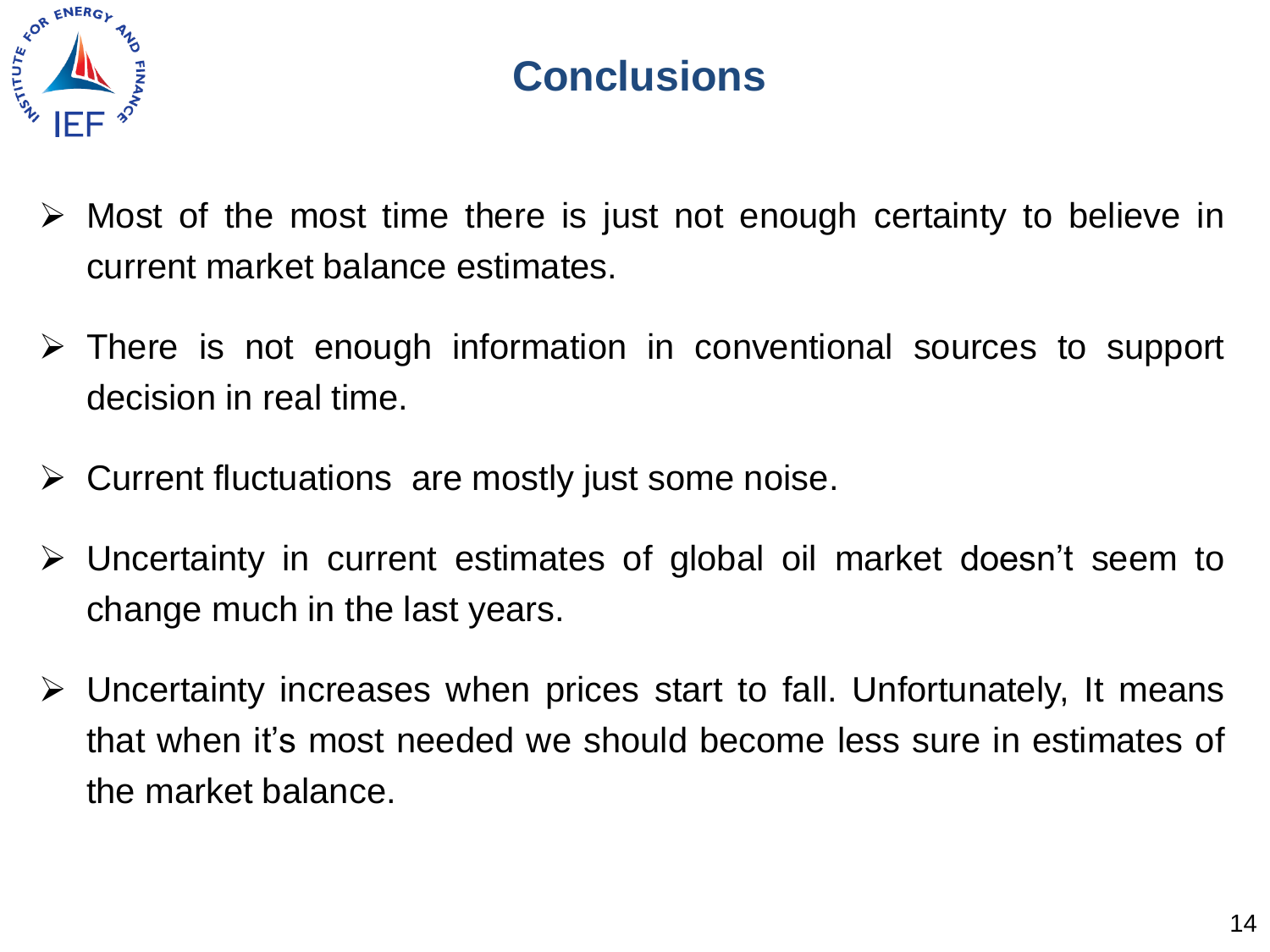# Conclusions

- Most of the most time there is just not enough certainty to believe in current market balance estimates.
- There is not enough information in conventional sources to support decision in real time.
- Current fluctuations are mostly just some noise.
- Uncertainty in current estimates of global oil market doesn’t seem to change much in the last years.
- Uncertainty increases when prices start to fall. Unfortunately, It means that when it’s most needed we should become less sure in estimates of the market balance.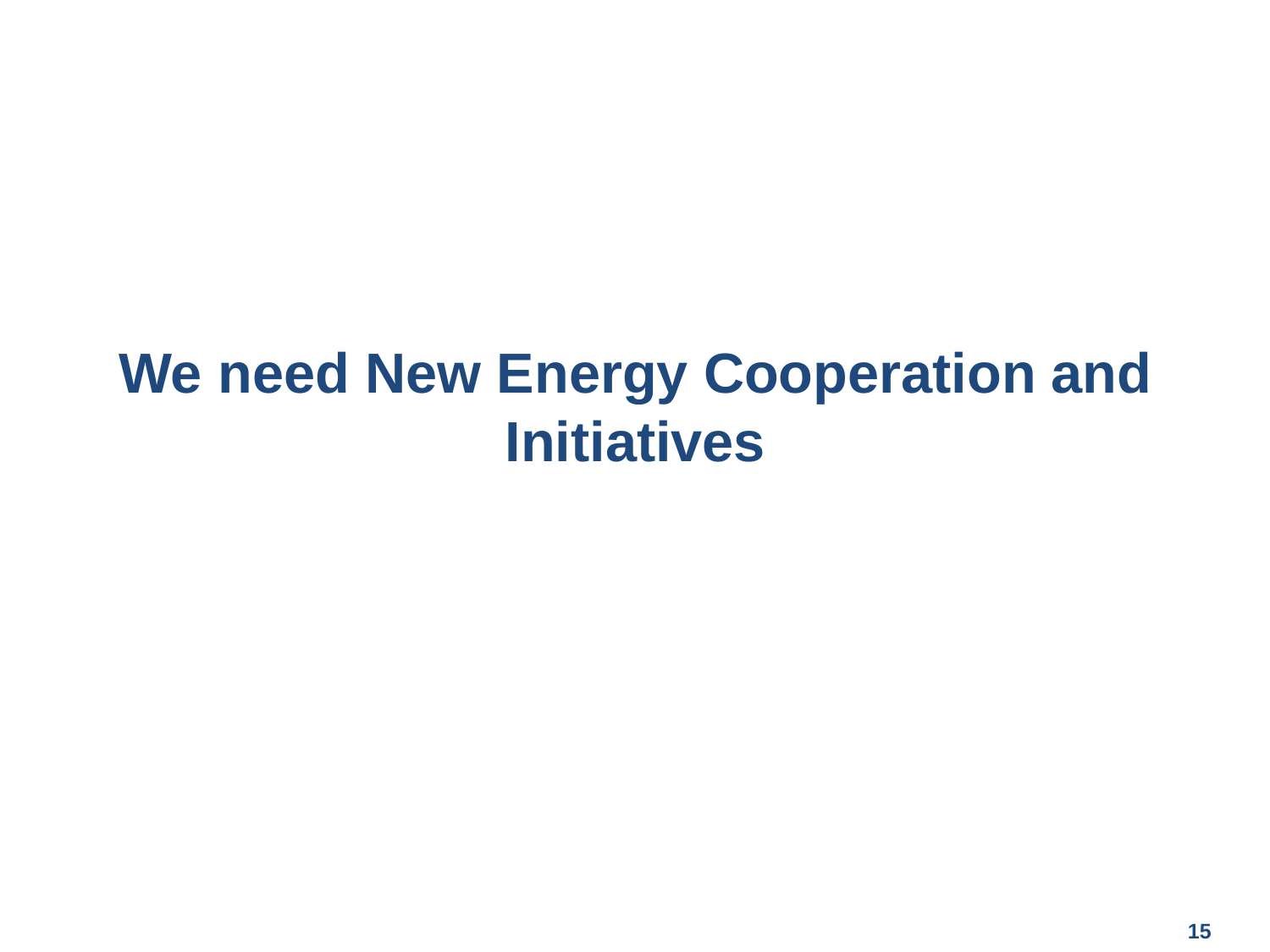# We need New Energy Cooperation and Initiatives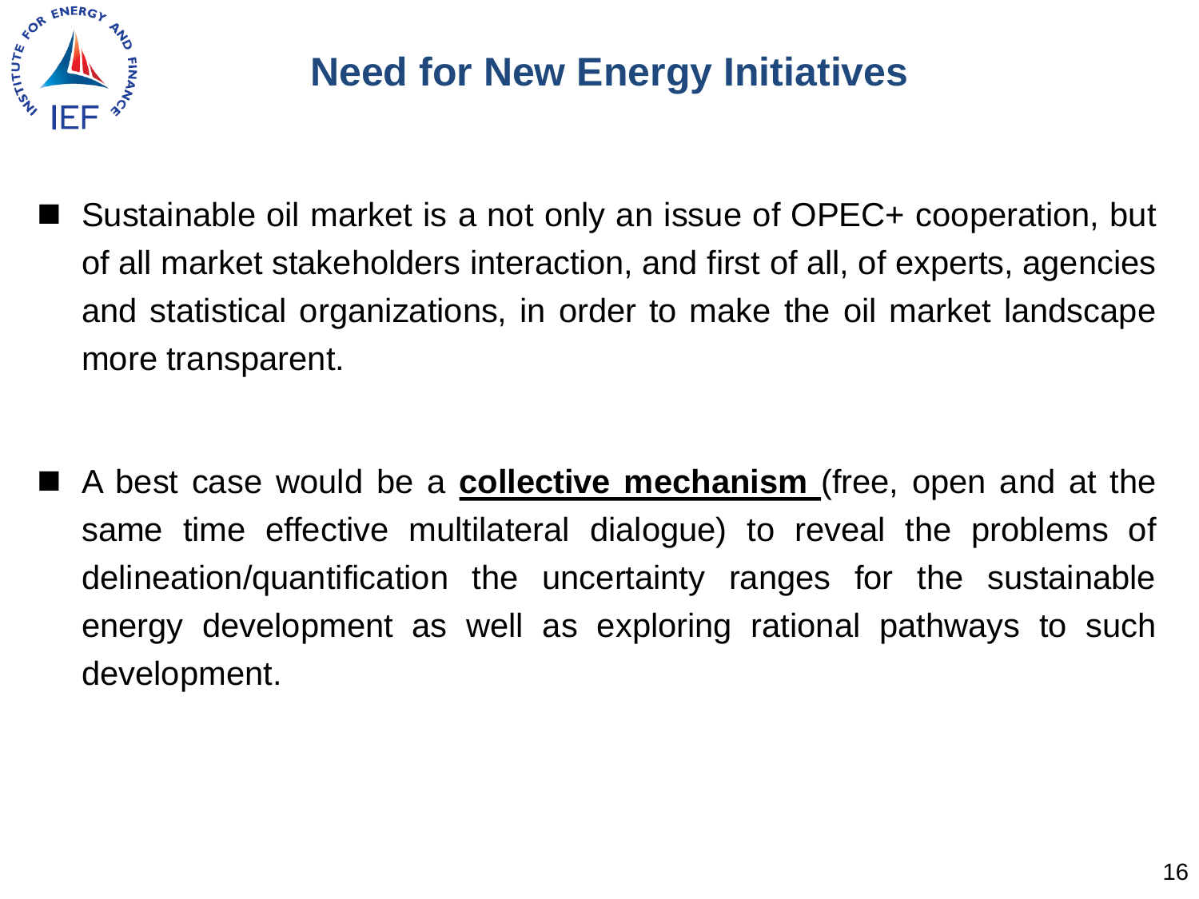# Need for New Energy Initiatives

- Sustainable oil market is a not only an issue of OPEC+ cooperation, but of all market stakeholders interaction, and first of all, of experts, agencies and statistical organizations, in order to make the oil market landscape more transparent.

- A best case would be a **collective mechanism** (free, open and at the same time effective multilateral dialogue) to reveal the problems of delineation/quantification the uncertainty ranges for the sustainable energy development as well as exploring rational pathways to such development.